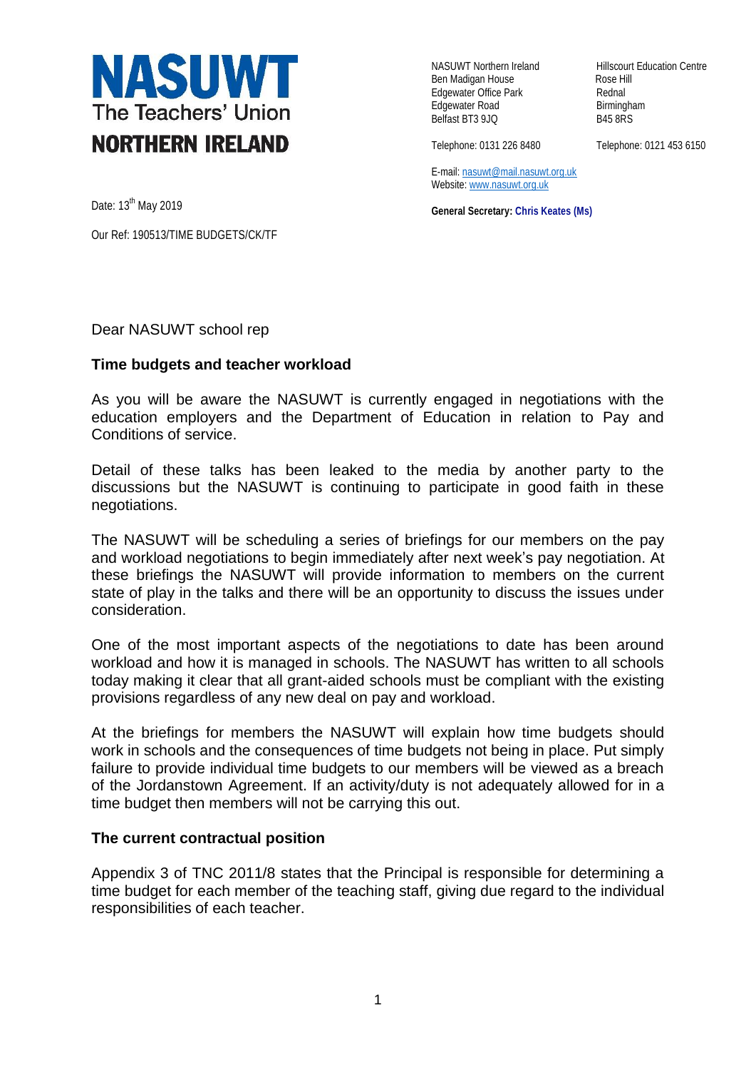**NASUWT**
The Teachers' Union
**NORTHERN IRELAND**

NASUWT Northern Ireland
Ben Madigan House
Edgewater Office Park
Edgewater Road
Belfast BT3 9JQ

Telephone: 0131 226 8480

Hillscourt Education Centre
Rose Hill
Rednal
Birmingham
B45 8RS

Telephone: 0121 453 6150

E-mail: nasuwt@mail.nasuwt.org.uk
Website: www.nasuwt.org.uk

**General Secretary: Chris Keates (Ms)**

Date: 13th May 2019

Our Ref: 190513/TIME BUDGETS/CK/TF

Dear NASUWT school rep

**Time budgets and teacher workload**

As you will be aware the NASUWT is currently engaged in negotiations with the education employers and the Department of Education in relation to Pay and Conditions of service.

Detail of these talks has been leaked to the media by another party to the discussions but the NASUWT is continuing to participate in good faith in these negotiations.

The NASUWT will be scheduling a series of briefings for our members on the pay and workload negotiations to begin immediately after next week's pay negotiation. At these briefings the NASUWT will provide information to members on the current state of play in the talks and there will be an opportunity to discuss the issues under consideration.

One of the most important aspects of the negotiations to date has been around workload and how it is managed in schools. The NASUWT has written to all schools today making it clear that all grant-aided schools must be compliant with the existing provisions regardless of any new deal on pay and workload.

At the briefings for members the NASUWT will explain how time budgets should work in schools and the consequences of time budgets not being in place. Put simply failure to provide individual time budgets to our members will be viewed as a breach of the Jordanstown Agreement. If an activity/duty is not adequately allowed for in a time budget then members will not be carrying this out.

**The current contractual position**

Appendix 3 of TNC 2011/8 states that the Principal is responsible for determining a time budget for each member of the teaching staff, giving due regard to the individual responsibilities of each teacher.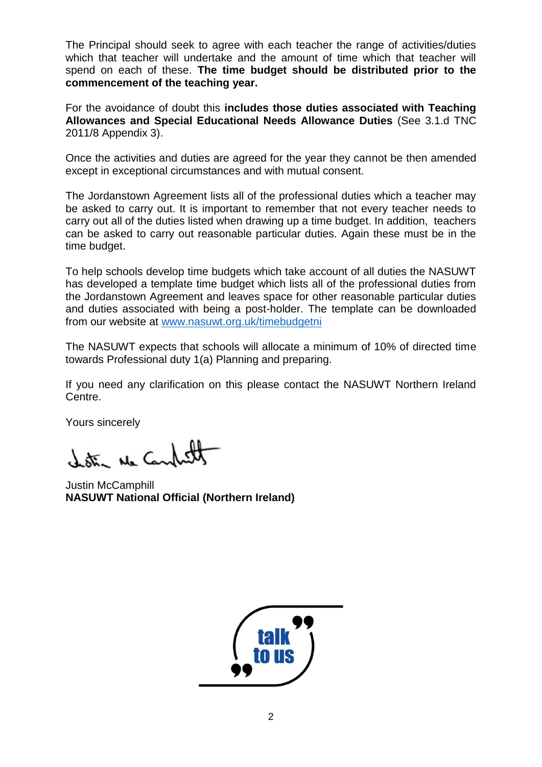The Principal should seek to agree with each teacher the range of activities/duties which that teacher will undertake and the amount of time which that teacher will spend on each of these. **The time budget should be distributed prior to the commencement of the teaching year.**

For the avoidance of doubt this **includes those duties associated with Teaching Allowances and Special Educational Needs Allowance Duties** (See 3.1.d TNC 2011/8 Appendix 3).

Once the activities and duties are agreed for the year they cannot be then amended except in exceptional circumstances and with mutual consent.

The Jordanstown Agreement lists all of the professional duties which a teacher may be asked to carry out. It is important to remember that not every teacher needs to carry out all of the duties listed when drawing up a time budget. In addition, teachers can be asked to carry out reasonable particular duties. Again these must be in the time budget.

To help schools develop time budgets which take account of all duties the NASUWT has developed a template time budget which lists all of the professional duties from the Jordanstown Agreement and leaves space for other reasonable particular duties and duties associated with being a post-holder. The template can be downloaded from our website at www.nasuwt.org.uk/timebudgetni

The NASUWT expects that schools will allocate a minimum of 10% of directed time towards Professional duty 1(a) Planning and preparing.

If you need any clarification on this please contact the NASUWT Northern Ireland Centre.

Yours sincerely

Justin McCamphill
**NASUWT National Official (Northern Ireland)**

talk to us